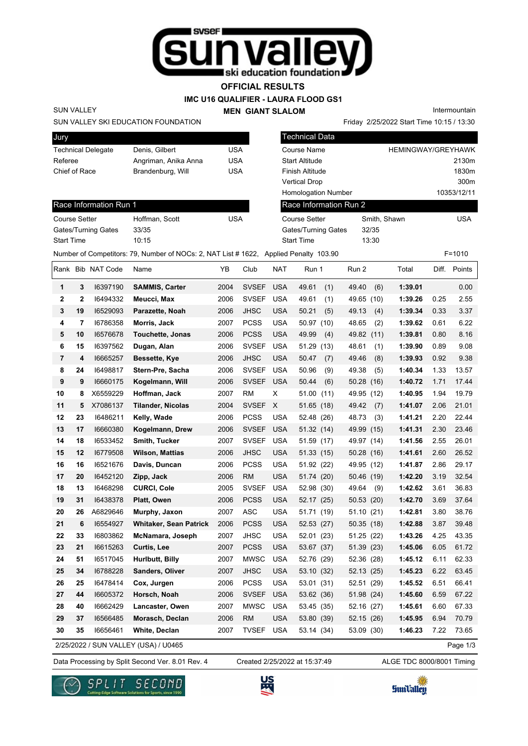# OFFICIAL RESULTS

## IMC U16 QUALIFIER - LAURA FLOOD GS1

### MEN GIANT SLALOM

SUN VALLEY
SUN VALLEY SKI EDUCATION FOUNDATION

Intermountain
Friday 2/25/2022 Start Time 10:15 / 13:30

| Jury | | |
|---|---|---|
| Technical Delegate | Denis, Gilbert | USA |
| Referee | Angriman, Anika Anna | USA |
| Chief of Race | Brandenburg, Will | USA |

| Technical Data | |
|---|---|
| Course Name | HEMINGWAY/GREYHAWK |
| Start Altitude | 2130m |
| Finish Altitude | 1830m |
| Vertical Drop | 300m |
| Homologation Number | 10353/12/11 |

| Race Information Run 1 | | |
|---|---|---|
| Course Setter | Hoffman, Scott | USA |
| Gates/Turning Gates | 33/35 | |
| Start Time | 10:15 | |

| Race Information Run 2 | | |
|---|---|---|
| Course Setter | Smith, Shawn | USA |
| Gates/Turning Gates | 32/35 | |
| Start Time | 13:30 | |

Number of Competitors: 79, Number of NOCs: 2, NAT List # 1622, Applied Penalty 103.90 F=1010

| Rank | Bib | NAT Code | Name | YB | Club | NAT | Run 1 | Run 2 | Total | Diff. | Points |
|---|---|---|---|---|---|---|---|---|---|---|---|
| 1 | 3 | I6397190 | **SAMMIS, Carter** | 2004 | SVSEF | USA | 49.61 (1) | 49.40 (6) | **1:39.01** | | 0.00 |
| 2 | 2 | I6494332 | **Meucci, Max** | 2006 | SVSEF | USA | 49.61 (1) | 49.65 (10) | **1:39.26** | 0.25 | 2.55 |
| 3 | 19 | I6529093 | **Parazette, Noah** | 2006 | JHSC | USA | 50.21 (5) | 49.13 (4) | **1:39.34** | 0.33 | 3.37 |
| 4 | 7 | I6786358 | **Morris, Jack** | 2007 | PCSS | USA | 50.97 (10) | 48.65 (2) | **1:39.62** | 0.61 | 6.22 |
| 5 | 10 | I6576678 | **Touchette, Jonas** | 2006 | PCSS | USA | 49.99 (4) | 49.82 (11) | **1:39.81** | 0.80 | 8.16 |
| 6 | 15 | I6397562 | **Dugan, Alan** | 2006 | SVSEF | USA | 51.29 (13) | 48.61 (1) | **1:39.90** | 0.89 | 9.08 |
| 7 | 4 | I6665257 | **Bessette, Kye** | 2006 | JHSC | USA | 50.47 (7) | 49.46 (8) | **1:39.93** | 0.92 | 9.38 |
| 8 | 24 | I6498817 | **Stern-Pre, Sacha** | 2006 | SVSEF | USA | 50.96 (9) | 49.38 (5) | **1:40.34** | 1.33 | 13.57 |
| 9 | 9 | I6660175 | **Kogelmann, Will** | 2006 | SVSEF | USA | 50.44 (6) | 50.28 (16) | **1:40.72** | 1.71 | 17.44 |
| 10 | 8 | X6559229 | **Hoffman, Jack** | 2007 | RM | X | 51.00 (11) | 49.95 (12) | **1:40.95** | 1.94 | 19.79 |
| 11 | 5 | X7086137 | **Tilander, Nicolas** | 2004 | SVSEF | X | 51.65 (18) | 49.42 (7) | **1:41.07** | 2.06 | 21.01 |
| 12 | 23 | I6486211 | **Kelly, Wade** | 2006 | PCSS | USA | 52.48 (26) | 48.73 (3) | **1:41.21** | 2.20 | 22.44 |
| 13 | 17 | I6660380 | **Kogelmann, Drew** | 2006 | SVSEF | USA | 51.32 (14) | 49.99 (15) | **1:41.31** | 2.30 | 23.46 |
| 14 | 18 | I6533452 | **Smith, Tucker** | 2007 | SVSEF | USA | 51.59 (17) | 49.97 (14) | **1:41.56** | 2.55 | 26.01 |
| 15 | 12 | I6779508 | **Wilson, Mattias** | 2006 | JHSC | USA | 51.33 (15) | 50.28 (16) | **1:41.61** | 2.60 | 26.52 |
| 16 | 16 | I6521676 | **Davis, Duncan** | 2006 | PCSS | USA | 51.92 (22) | 49.95 (12) | **1:41.87** | 2.86 | 29.17 |
| 17 | 20 | I6452120 | **Zipp, Jack** | 2006 | RM | USA | 51.74 (20) | 50.46 (19) | **1:42.20** | 3.19 | 32.54 |
| 18 | 13 | I6468298 | **CURCI, Cole** | 2005 | SVSEF | USA | 52.98 (30) | 49.64 (9) | **1:42.62** | 3.61 | 36.83 |
| 19 | 31 | I6438378 | **Platt, Owen** | 2006 | PCSS | USA | 52.17 (25) | 50.53 (20) | **1:42.70** | 3.69 | 37.64 |
| 20 | 26 | A6829646 | **Murphy, Jaxon** | 2007 | ASC | USA | 51.71 (19) | 51.10 (21) | **1:42.81** | 3.80 | 38.76 |
| 21 | 6 | I6554927 | **Whitaker, Sean Patrick** | 2006 | PCSS | USA | 52.53 (27) | 50.35 (18) | **1:42.88** | 3.87 | 39.48 |
| 22 | 33 | I6803862 | **McNamara, Joseph** | 2007 | JHSC | USA | 52.01 (23) | 51.25 (22) | **1:43.26** | 4.25 | 43.35 |
| 23 | 21 | I6615263 | **Curtis, Lee** | 2007 | PCSS | USA | 53.67 (37) | 51.39 (23) | **1:45.06** | 6.05 | 61.72 |
| 24 | 51 | I6517045 | **Hurlbutt, Billy** | 2007 | MWSC | USA | 52.76 (29) | 52.36 (28) | **1:45.12** | 6.11 | 62.33 |
| 25 | 34 | I6788228 | **Sanders, Oliver** | 2007 | JHSC | USA | 53.10 (32) | 52.13 (25) | **1:45.23** | 6.22 | 63.45 |
| 26 | 25 | I6478414 | **Cox, Jurgen** | 2006 | PCSS | USA | 53.01 (31) | 52.51 (29) | **1:45.52** | 6.51 | 66.41 |
| 27 | 44 | I6605372 | **Horsch, Noah** | 2006 | SVSEF | USA | 53.62 (36) | 51.98 (24) | **1:45.60** | 6.59 | 67.22 |
| 28 | 40 | I6662429 | **Lancaster, Owen** | 2007 | MWSC | USA | 53.45 (35) | 52.16 (27) | **1:45.61** | 6.60 | 67.33 |
| 29 | 37 | I6566485 | **Morasch, Declan** | 2006 | RM | USA | 53.80 (39) | 52.15 (26) | **1:45.95** | 6.94 | 70.79 |
| 30 | 35 | I6656461 | **White, Declan** | 2007 | TVSEF | USA | 53.14 (34) | 53.09 (30) | **1:46.23** | 7.22 | 73.65 |

2/25/2022 / SUN VALLEY (USA) / U0465

Data Processing by Split Second Ver. 8.01 Rev. 4 Created 2/25/2022 at 15:37:49 ALGE TDC 8000/8001 Timing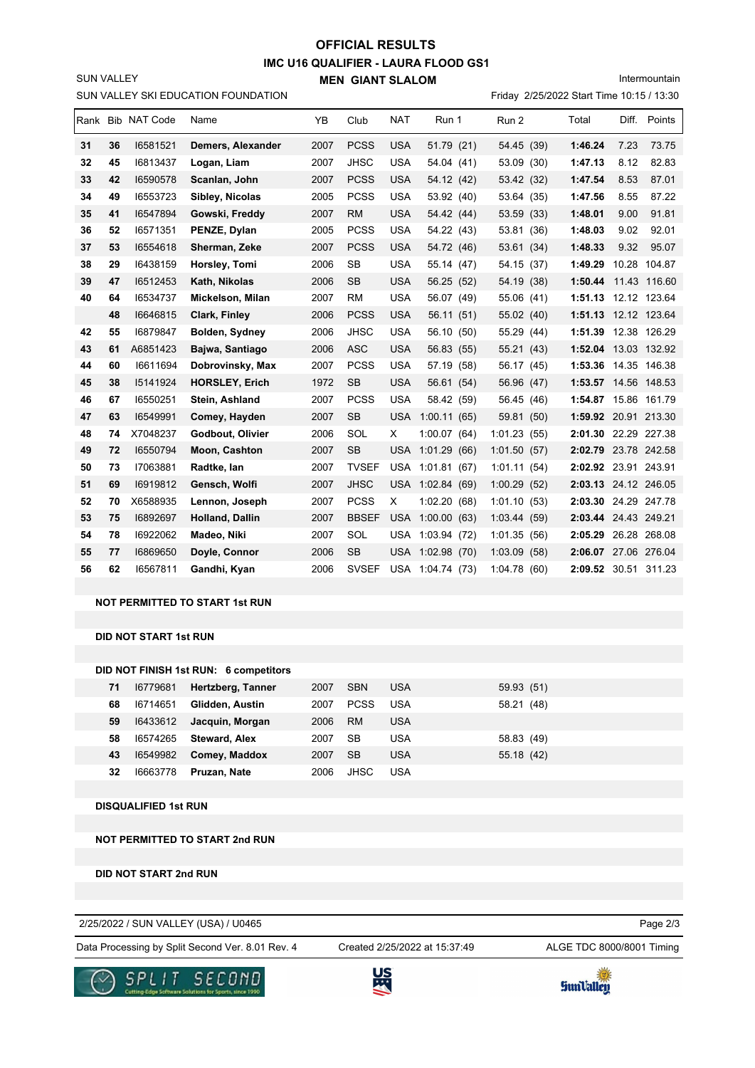# OFFICIAL RESULTS

## IMC U16 QUALIFIER - LAURA FLOOD GS1

### MEN GIANT SLALOM

SUN VALLEY

SUN VALLEY SKI EDUCATION FOUNDATION

Intermountain

Friday 2/25/2022 Start Time 10:15 / 13:30

| Rank | Bib | NAT Code | Name | YB | Club | NAT | Run 1 | Run 2 | Total | Diff. | Points |
|---|---|---|---|---|---|---|---|---|---|---|---|
| 31 | 36 | I6581521 | **Demers, Alexander** | 2007 | PCSS | USA | 51.79 (21) | 54.45 (39) | **1:46.24** | 7.23 | 73.75 |
| 32 | 45 | I6813437 | **Logan, Liam** | 2007 | JHSC | USA | 54.04 (41) | 53.09 (30) | **1:47.13** | 8.12 | 82.83 |
| 33 | 42 | I6590578 | **Scanlan, John** | 2007 | PCSS | USA | 54.12 (42) | 53.42 (32) | **1:47.54** | 8.53 | 87.01 |
| 34 | 49 | I6553723 | **Sibley, Nicolas** | 2005 | PCSS | USA | 53.92 (40) | 53.64 (35) | **1:47.56** | 8.55 | 87.22 |
| 35 | 41 | I6547894 | **Gowski, Freddy** | 2007 | RM | USA | 54.42 (44) | 53.59 (33) | **1:48.01** | 9.00 | 91.81 |
| 36 | 52 | I6571351 | **PENZE, Dylan** | 2005 | PCSS | USA | 54.22 (43) | 53.81 (36) | **1:48.03** | 9.02 | 92.01 |
| 37 | 53 | I6554618 | **Sherman, Zeke** | 2007 | PCSS | USA | 54.72 (46) | 53.61 (34) | **1:48.33** | 9.32 | 95.07 |
| 38 | 29 | I6438159 | **Horsley, Tomi** | 2006 | SB | USA | 55.14 (47) | 54.15 (37) | **1:49.29** | 10.28 | 104.87 |
| 39 | 47 | I6512453 | **Kath, Nikolas** | 2006 | SB | USA | 56.25 (52) | 54.19 (38) | **1:50.44** | 11.43 | 116.60 |
| 40 | 64 | I6534737 | **Mickelson, Milan** | 2007 | RM | USA | 56.07 (49) | 55.06 (41) | **1:51.13** | 12.12 | 123.64 |
| | 48 | I6646815 | **Clark, Finley** | 2006 | PCSS | USA | 56.11 (51) | 55.02 (40) | **1:51.13** | 12.12 | 123.64 |
| 42 | 55 | I6879847 | **Bolden, Sydney** | 2006 | JHSC | USA | 56.10 (50) | 55.29 (44) | **1:51.39** | 12.38 | 126.29 |
| 43 | 61 | A6851423 | **Bajwa, Santiago** | 2006 | ASC | USA | 56.83 (55) | 55.21 (43) | **1:52.04** | 13.03 | 132.92 |
| 44 | 60 | I6611694 | **Dobrovinsky, Max** | 2007 | PCSS | USA | 57.19 (58) | 56.17 (45) | **1:53.36** | 14.35 | 146.38 |
| 45 | 38 | I5141924 | **HORSLEY, Erich** | 1972 | SB | USA | 56.61 (54) | 56.96 (47) | **1:53.57** | 14.56 | 148.53 |
| 46 | 67 | I6550251 | **Stein, Ashland** | 2007 | PCSS | USA | 58.42 (59) | 56.45 (46) | **1:54.87** | 15.86 | 161.79 |
| 47 | 63 | I6549991 | **Comey, Hayden** | 2007 | SB | USA | 1:00.11 (65) | 59.81 (50) | **1:59.92** | 20.91 | 213.30 |
| 48 | 74 | X7048237 | **Godbout, Olivier** | 2006 | SOL | X | 1:00.07 (64) | 1:01.23 (55) | **2:01.30** | 22.29 | 227.38 |
| 49 | 72 | I6550794 | **Moon, Cashton** | 2007 | SB | USA | 1:01.29 (66) | 1:01.50 (57) | **2:02.79** | 23.78 | 242.58 |
| 50 | 73 | I7063881 | **Radtke, Ian** | 2007 | TVSEF | USA | 1:01.81 (67) | 1:01.11 (54) | **2:02.92** | 23.91 | 243.91 |
| 51 | 69 | I6919812 | **Gensch, Wolfi** | 2007 | JHSC | USA | 1:02.84 (69) | 1:00.29 (52) | **2:03.13** | 24.12 | 246.05 |
| 52 | 70 | X6588935 | **Lennon, Joseph** | 2007 | PCSS | X | 1:02.20 (68) | 1:01.10 (53) | **2:03.30** | 24.29 | 247.78 |
| 53 | 75 | I6892697 | **Holland, Dallin** | 2007 | BBSEF | USA | 1:00.00 (63) | 1:03.44 (59) | **2:03.44** | 24.43 | 249.21 |
| 54 | 78 | I6922062 | **Madeo, Niki** | 2007 | SOL | USA | 1:03.94 (72) | 1:01.35 (56) | **2:05.29** | 26.28 | 268.08 |
| 55 | 77 | I6869650 | **Doyle, Connor** | 2006 | SB | USA | 1:02.98 (70) | 1:03.09 (58) | **2:06.07** | 27.06 | 276.04 |
| 56 | 62 | I6567811 | **Gandhi, Kyan** | 2006 | SVSEF | USA | 1:04.74 (73) | 1:04.78 (60) | **2:09.52** | 30.51 | 311.23 |

**NOT PERMITTED TO START 1st RUN**

**DID NOT START 1st RUN**

**DID NOT FINISH 1st RUN: 6 competitors**

| Bib | NAT Code | Name | YB | Club | NAT | Run 2 |
|---|---|---|---|---|---|---|
| 71 | I6779681 | **Hertzberg, Tanner** | 2007 | SBN | USA | 59.93 (51) |
| 68 | I6714651 | **Glidden, Austin** | 2007 | PCSS | USA | 58.21 (48) |
| 59 | I6433612 | **Jacquin, Morgan** | 2006 | RM | USA | |
| 58 | I6574265 | **Steward, Alex** | 2007 | SB | USA | 58.83 (49) |
| 43 | I6549982 | **Comey, Maddox** | 2007 | SB | USA | 55.18 (42) |
| 32 | I6663778 | **Pruzan, Nate** | 2006 | JHSC | USA | |

**DISQUALIFIED 1st RUN**

**NOT PERMITTED TO START 2nd RUN**

**DID NOT START 2nd RUN**

2/25/2022 / SUN VALLEY (USA) / U0465

Data Processing by Split Second Ver. 8.01 Rev. 4 | Created 2/25/2022 at 15:37:49 | ALGE TDC 8000/8001 Timing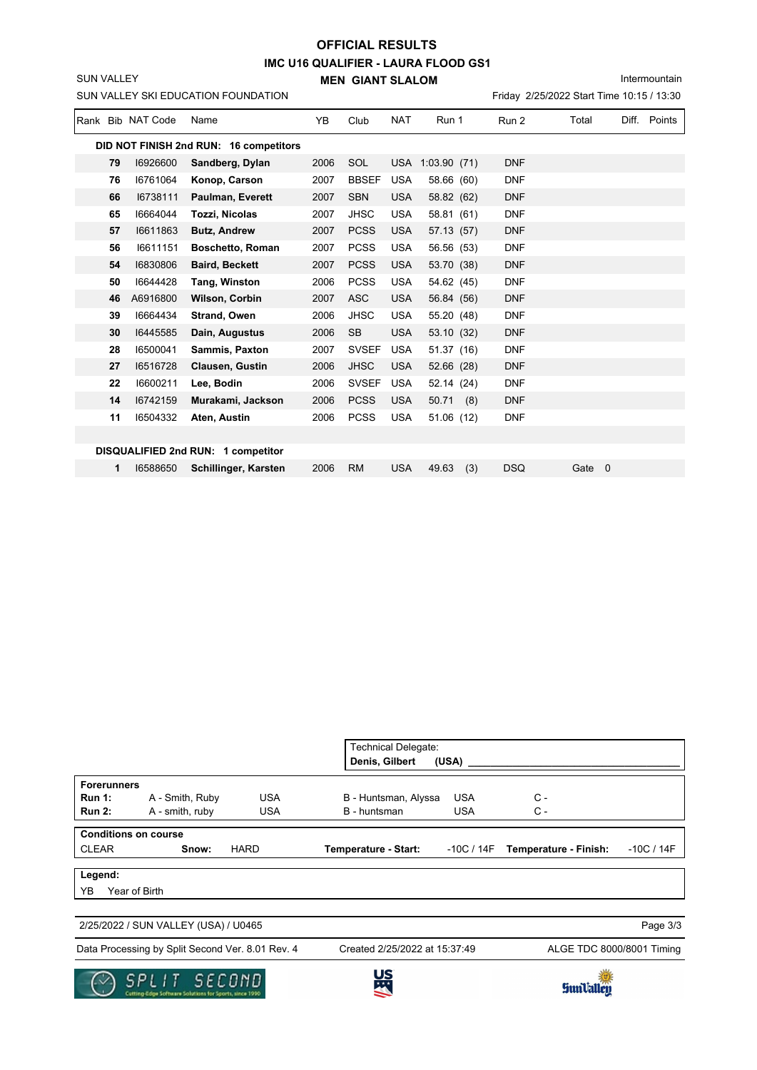# OFFICIAL RESULTS

## IMC U16 QUALIFIER - LAURA FLOOD GS1

SUN VALLEY | **MEN GIANT SLALOM** | Intermountain

SUN VALLEY SKI EDUCATION FOUNDATION | Friday 2/25/2022 Start Time 10:15 / 13:30

| Rank | Bib | NAT Code | Name | YB | Club | NAT | Run 1 | Run 2 | Total | Diff. | Points |
|---|---|---|---|---|---|---|---|---|---|---|---|
| | | | **DID NOT FINISH 2nd RUN: 16 competitors** | | | | | | | | |
| | **79** | I6926600 | **Sandberg, Dylan** | 2006 | SOL | USA | 1:03.90 (71) | DNF | | | |
| | **76** | I6761064 | **Konop, Carson** | 2007 | BBSEF | USA | 58.66 (60) | DNF | | | |
| | **66** | I6738111 | **Paulman, Everett** | 2007 | SBN | USA | 58.82 (62) | DNF | | | |
| | **65** | I6664044 | **Tozzi, Nicolas** | 2007 | JHSC | USA | 58.81 (61) | DNF | | | |
| | **57** | I6611863 | **Butz, Andrew** | 2007 | PCSS | USA | 57.13 (57) | DNF | | | |
| | **56** | I6611151 | **Boschetto, Roman** | 2007 | PCSS | USA | 56.56 (53) | DNF | | | |
| | **54** | I6830806 | **Baird, Beckett** | 2007 | PCSS | USA | 53.70 (38) | DNF | | | |
| | **50** | I6644428 | **Tang, Winston** | 2006 | PCSS | USA | 54.62 (45) | DNF | | | |
| | **46** | A6916800 | **Wilson, Corbin** | 2007 | ASC | USA | 56.84 (56) | DNF | | | |
| | **39** | I6664434 | **Strand, Owen** | 2006 | JHSC | USA | 55.20 (48) | DNF | | | |
| | **30** | I6445585 | **Dain, Augustus** | 2006 | SB | USA | 53.10 (32) | DNF | | | |
| | **28** | I6500041 | **Sammis, Paxton** | 2007 | SVSEF | USA | 51.37 (16) | DNF | | | |
| | **27** | I6516728 | **Clausen, Gustin** | 2006 | JHSC | USA | 52.66 (28) | DNF | | | |
| | **22** | I6600211 | **Lee, Bodin** | 2006 | SVSEF | USA | 52.14 (24) | DNF | | | |
| | **14** | I6742159 | **Murakami, Jackson** | 2006 | PCSS | USA | 50.71 (8) | DNF | | | |
| | **11** | I6504332 | **Aten, Austin** | 2006 | PCSS | USA | 51.06 (12) | DNF | | | |
| | | | **DISQUALIFIED 2nd RUN: 1 competitor** | | | | | | | | |
| | **1** | I6588650 | **Schillinger, Karsten** | 2006 | RM | USA | 49.63 (3) | DSQ | Gate 0 | | |

Technical Delegate: **Denis, Gilbert (USA)**

| **Forerunners** | | | | | |
|---|---|---|---|---|---|
| **Run 1:** | A - Smith, Ruby | USA | B - Huntsman, Alyssa | USA | C - |
| **Run 2:** | A - smith, ruby | USA | B - huntsman | USA | C - |

**Conditions on course**

CLEAR | **Snow:** HARD | **Temperature - Start:** -10C / 14F | **Temperature - Finish:** -10C / 14F

**Legend:**

YB Year of Birth

2/25/2022 / SUN VALLEY (USA) / U0465

Data Processing by Split Second Ver. 8.01 Rev. 4 | Created 2/25/2022 at 15:37:49 | ALGE TDC 8000/8001 Timing